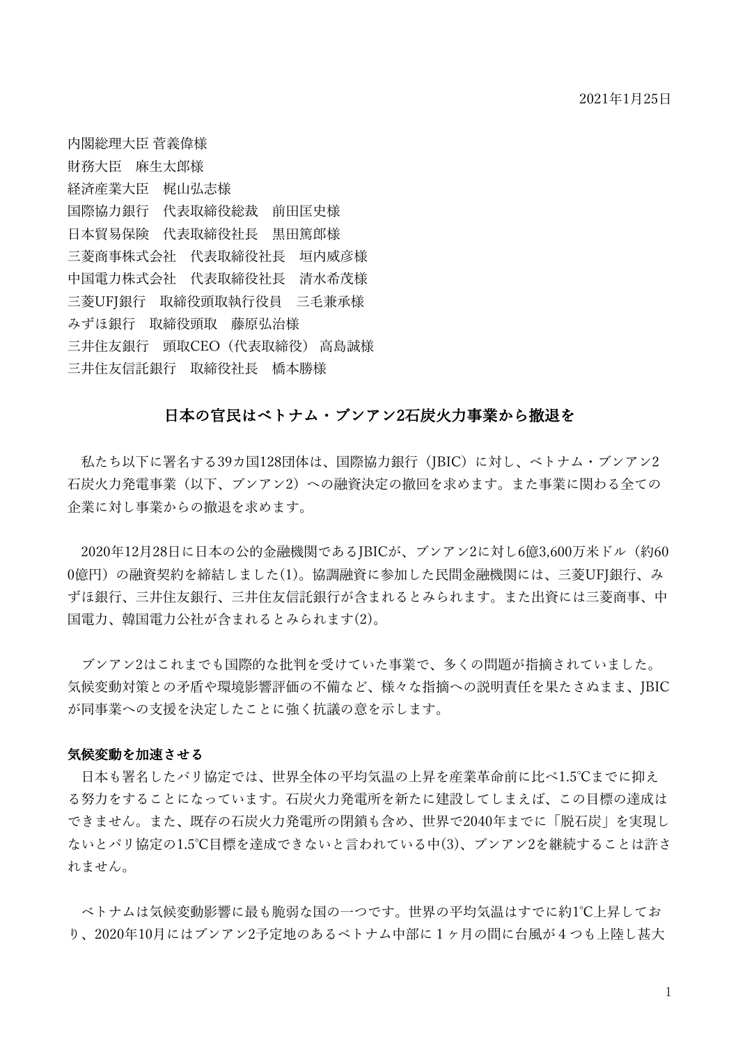2021年1月25日

内閣総理大臣 菅義偉様
財務大臣　麻生太郎様
経済産業大臣　梶山弘志様
国際協力銀行　代表取締役総裁　前田匡史様
日本貿易保険　代表取締役社長　黒田篤郎様
三菱商事株式会社　代表取締役社長　垣内威彦様
中国電力株式会社　代表取締役社長　清水希茂様
三菱UFJ銀行　取締役頭取執行役員　三毛兼承様
みずほ銀行　取締役頭取　藤原弘治様
三井住友銀行　頭取CEO（代表取締役） 高島誠様
三井住友信託銀行　取締役社長　橋本勝様

## 日本の官民はベトナム・ブンアン2石炭火力事業から撤退を

私たち以下に署名する39カ国128団体は、国際協力銀行（JBIC）に対し、ベトナム・ブンアン2石炭火力発電事業（以下、ブンアン2）への融資決定の撤回を求めます。また事業に関わる全ての企業に対し事業からの撤退を求めます。

2020年12月28日に日本の公的金融機関であるJBICが、ブンアン2に対し6億3,600万米ドル（約600億円）の融資契約を締結しました(1)。協調融資に参加した民間金融機関には、三菱UFJ銀行、みずほ銀行、三井住友銀行、三井住友信託銀行が含まれるとみられます。また出資には三菱商事、中国電力、韓国電力公社が含まれるとみられます(2)。

ブンアン2はこれまでも国際的な批判を受けていた事業で、多くの問題が指摘されていました。気候変動対策との矛盾や環境影響評価の不備など、様々な指摘への説明責任を果たさぬまま、JBICが同事業への支援を決定したことに強く抗議の意を示します。

**気候変動を加速させる**

日本も署名したパリ協定では、世界全体の平均気温の上昇を産業革命前に比べ1.5℃までに抑える努力をすることになっています。石炭火力発電所を新たに建設してしまえば、この目標の達成はできません。また、既存の石炭火力発電所の閉鎖も含め、世界で2040年までに「脱石炭」を実現しないとパリ協定の1.5℃目標を達成できないと言われている中(3)、ブンアン2を継続することは許されません。

ベトナムは気候変動影響に最も脆弱な国の一つです。世界の平均気温はすでに約1℃上昇しており、2020年10月にはブンアン2予定地のあるベトナム中部に１ヶ月の間に台風が４つも上陸し甚大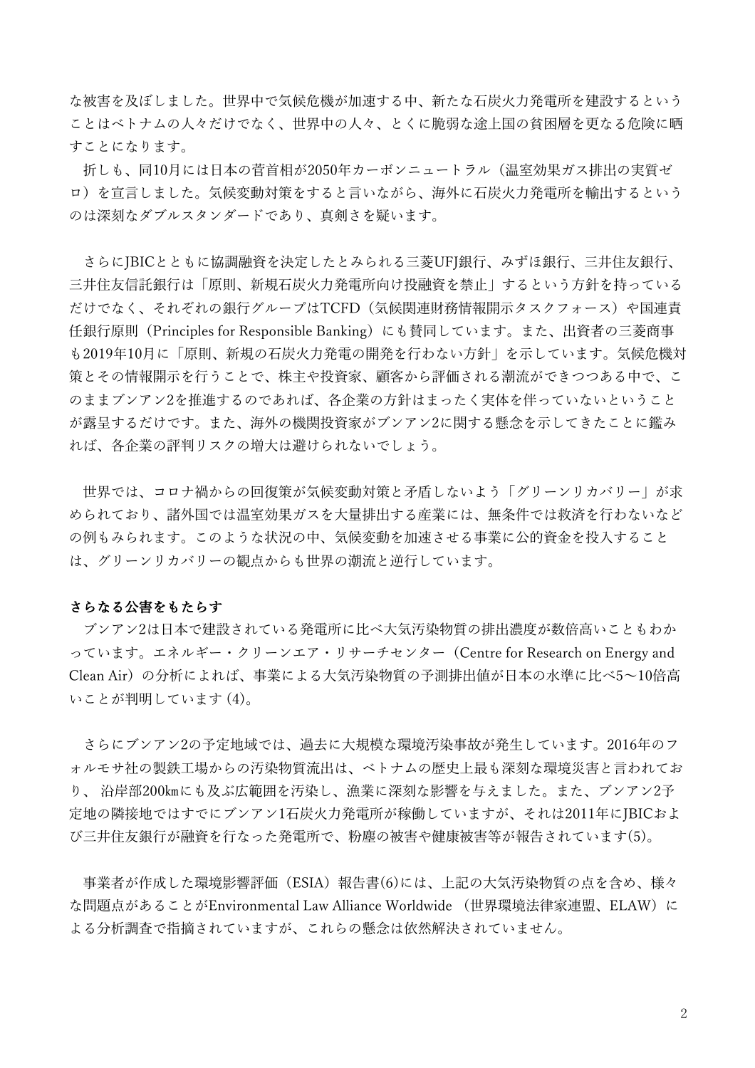な被害を及ぼしました。世界中で気候危機が加速する中、新たな石炭火力発電所を建設するということはベトナムの人々だけでなく、世界中の人々、とくに脆弱な途上国の貧困層を更なる危険に晒すことになります。

折しも、同10月には日本の菅首相が2050年カーボンニュートラル（温室効果ガス排出の実質ゼロ）を宣言しました。気候変動対策をすると言いながら、海外に石炭火力発電所を輸出するというのは深刻なダブルスタンダードであり、真剣さを疑います。

さらにJBICとともに協調融資を決定したとみられる三菱UFJ銀行、みずほ銀行、三井住友銀行、三井住友信託銀行は「原則、新規石炭火力発電所向け投融資を禁止」するという方針を持っているだけでなく、それぞれの銀行グループはTCFD（気候関連財務情報開示タスクフォース）や国連責任銀行原則（Principles for Responsible Banking）にも賛同しています。また、出資者の三菱商事も2019年10月に「原則、新規の石炭火力発電の開発を行わない方針」を示しています。気候危機対策とその情報開示を行うことで、株主や投資家、顧客から評価される潮流ができつつある中で、このままブンアン2を推進するのであれば、各企業の方針はまったく実体を伴っていないということが露呈するだけです。また、海外の機関投資家がブンアン2に関する懸念を示してきたことに鑑みれば、各企業の評判リスクの増大は避けられないでしょう。

世界では、コロナ禍からの回復策が気候変動対策と矛盾しないよう「グリーンリカバリー」が求められており、諸外国では温室効果ガスを大量排出する産業には、無条件では救済を行わないなどの例もみられます。このような状況の中、気候変動を加速させる事業に公的資金を投入することは、グリーンリカバリーの観点からも世界の潮流と逆行しています。

**さらなる公害をもたらす**

ブンアン2は日本で建設されている発電所に比べ大気汚染物質の排出濃度が数倍高いこともわかっています。エネルギー・クリーンエア・リサーチセンター（Centre for Research on Energy and Clean Air）の分析によれば、事業による大気汚染物質の予測排出値が日本の水準に比べ5〜10倍高いことが判明しています (4)。

さらにブンアン2の予定地域では、過去に大規模な環境汚染事故が発生しています。2016年のフォルモサ社の製鉄工場からの汚染物質流出は、ベトナムの歴史上最も深刻な環境災害と言われており、 沿岸部200㎞にも及ぶ広範囲を汚染し、漁業に深刻な影響を与えました。また、ブンアン2予定地の隣接地ではすでにブンアン1石炭火力発電所が稼働していますが、それは2011年にJBICおよび三井住友銀行が融資を行なった発電所で、粉塵の被害や健康被害等が報告されています(5)。

事業者が作成した環境影響評価（ESIA）報告書(6)には、上記の大気汚染物質の点を含め、様々な問題点があることがEnvironmental Law Alliance Worldwide （世界環境法律家連盟、ELAW）による分析調査で指摘されていますが、これらの懸念は依然解決されていません。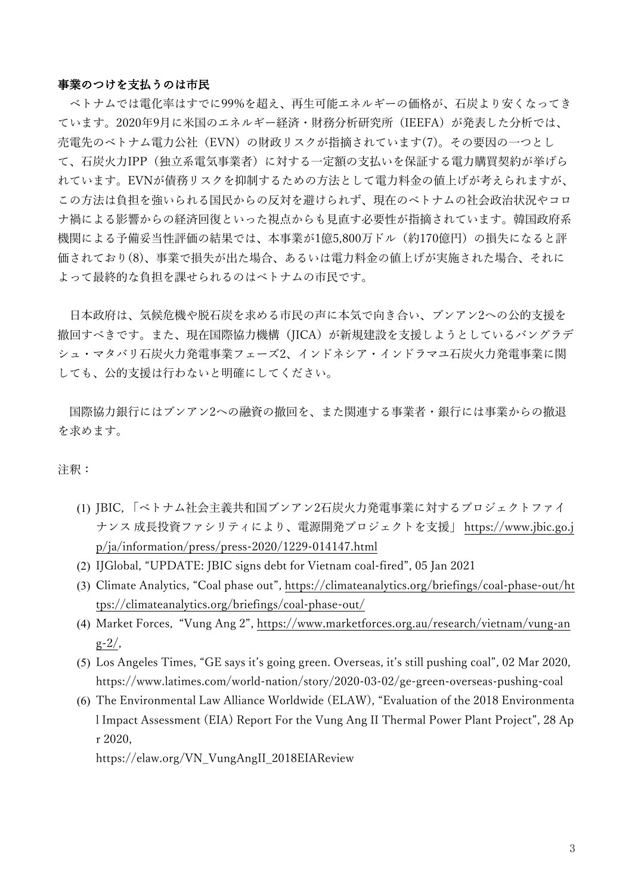**事業のつけを支払うのは市民**

ベトナムでは電化率はすでに99%を超え、再生可能エネルギーの価格が、石炭より安くなってきています。2020年9月に米国のエネルギー経済・財務分析研究所（IEEFA）が発表した分析では、売電先のベトナム電力公社（EVN）の財政リスクが指摘されています(7)。その要因の一つとして、石炭火力IPP（独立系電気事業者）に対する一定額の支払いを保証する電力購買契約が挙げられています。EVNが債務リスクを抑制するための方法として電力料金の値上げが考えられますが、この方法は負担を強いられる国民からの反対を避けられず、現在のベトナムの社会政治状況やコロナ禍による影響からの経済回復といった視点からも見直す必要性が指摘されています。韓国政府系機関による予備妥当性評価の結果では、本事業が1億5,800万ドル（約170億円）の損失になると評価されており(8)、事業で損失が出た場合、あるいは電力料金の値上げが実施された場合、それによって最終的な負担を課せられるのはベトナムの市民です。

日本政府は、気候危機や脱石炭を求める市民の声に本気で向き合い、ブンアン2への公的支援を撤回すべきです。また、現在国際協力機構（JICA）が新規建設を支援しようとしているバングラデシュ・マタバリ石炭火力発電事業フェーズ2、インドネシア・インドラマユ石炭火力発電事業に関しても、公的支援は行わないと明確にしてください。

国際協力銀行にはブンアン2への融資の撤回を、また関連する事業者・銀行には事業からの撤退を求めます。

注釈：

(1) JBIC,「ベトナム社会主義共和国ブンアン2石炭火力発電事業に対するプロジェクトファイナンス 成長投資ファシリティにより、電源開発プロジェクトを支援」 https://www.jbic.go.jp/ja/information/press/press-2020/1229-014147.html
(2) IJGlobal, “UPDATE: JBIC signs debt for Vietnam coal-fired”, 05 Jan 2021
(3) Climate Analytics, “Coal phase out”, https://climateanalytics.org/briefings/coal-phase-out/https://climateanalytics.org/briefings/coal-phase-out/
(4) Market Forces, “Vung Ang 2”, https://www.marketforces.org.au/research/vietnam/vung-ang-2/,
(5) Los Angeles Times, “GE says it’s going green. Overseas, it’s still pushing coal”, 02 Mar 2020, https://www.latimes.com/world-nation/story/2020-03-02/ge-green-overseas-pushing-coal
(6) The Environmental Law Alliance Worldwide (ELAW), “Evaluation of the 2018 Environmental Impact Assessment (EIA) Report For the Vung Ang II Thermal Power Plant Project”, 28 Apr 2020,
https://elaw.org/VN_VungAngII_2018EIAReview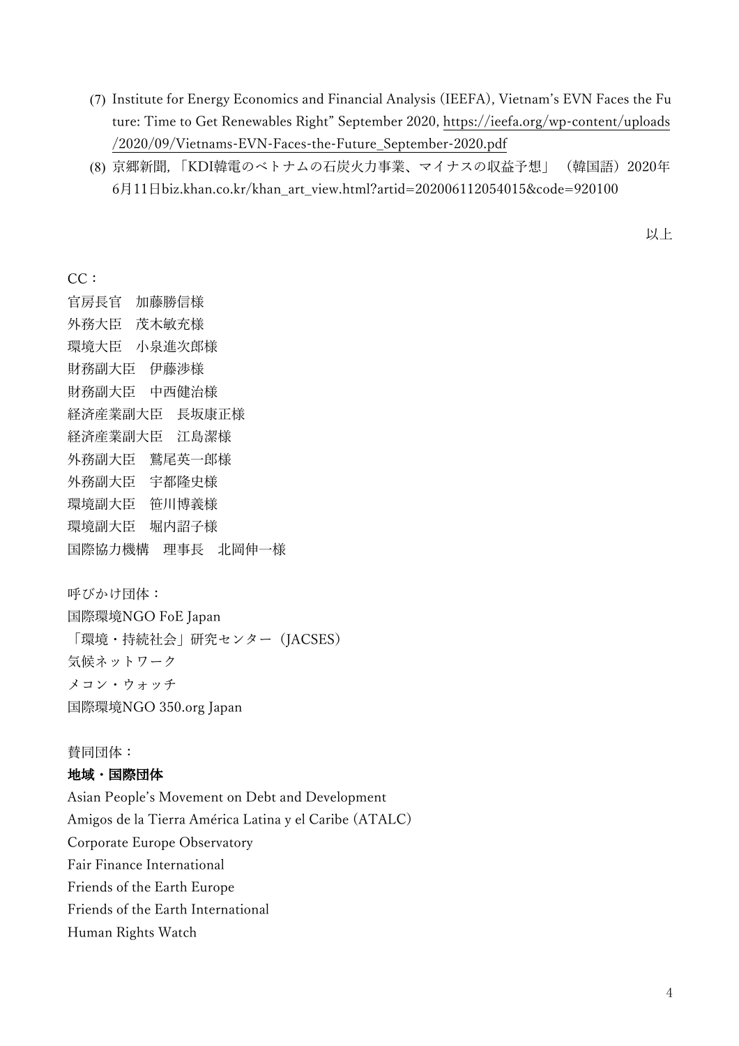(7) Institute for Energy Economics and Financial Analysis (IEEFA), Vietnam's EVN Faces the Future: Time to Get Renewables Right" September 2020, https://ieefa.org/wp-content/uploads/2020/09/Vietnams-EVN-Faces-the-Future_September-2020.pdf

(8) 京郷新聞,「KDI韓電のベトナムの石炭火力事業、マイナスの収益予想」（韓国語）2020年6月11日biz.khan.co.kr/khan_art_view.html?artid=202006112054015&code=920100

以上

CC：

官房長官　加藤勝信様
外務大臣　茂木敏充様
環境大臣　小泉進次郎様
財務副大臣　伊藤渉様
財務副大臣　中西健治様
経済産業副大臣　長坂康正様
経済産業副大臣　江島潔様
外務副大臣　鷲尾英一郎様
外務副大臣　宇都隆史様
環境副大臣　笹川博義様
環境副大臣　堀内詔子様
国際協力機構　理事長　北岡伸一様

呼びかけ団体：

国際環境NGO FoE Japan
「環境・持続社会」研究センター（JACSES）
気候ネットワーク
メコン・ウォッチ
国際環境NGO 350.org Japan

賛同団体：

**地域・国際団体**

Asian People's Movement on Debt and Development
Amigos de la Tierra América Latina y el Caribe (ATALC)
Corporate Europe Observatory
Fair Finance International
Friends of the Earth Europe
Friends of the Earth International
Human Rights Watch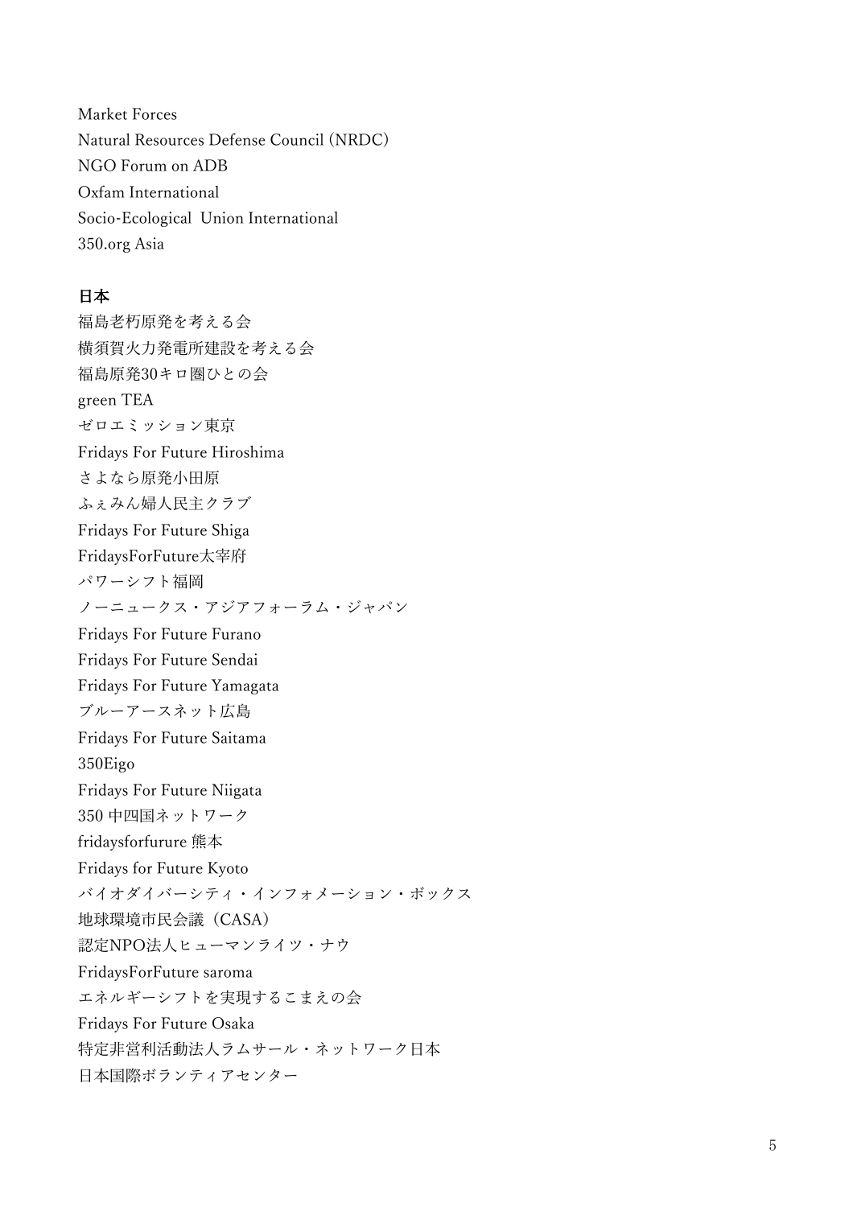Market Forces
Natural Resources Defense Council (NRDC)
NGO Forum on ADB
Oxfam International
Socio-Ecological Union International
350.org Asia

**日本**

福島老朽原発を考える会
横須賀火力発電所建設を考える会
福島原発30キロ圏ひとの会
green TEA
ゼロエミッション東京
Fridays For Future Hiroshima
さよなら原発小田原
ふぇみん婦人民主クラブ
Fridays For Future Shiga
FridaysForFuture太宰府
パワーシフト福岡
ノーニュークス・アジアフォーラム・ジャパン
Fridays For Future Furano
Fridays For Future Sendai
Fridays For Future Yamagata
ブルーアースネット広島
Fridays For Future Saitama
350Eigo
Fridays For Future Niigata
350 中四国ネットワーク
fridaysforfurure 熊本
Fridays for Future Kyoto
バイオダイバーシティ・インフォメーション・ボックス
地球環境市民会議（CASA）
認定NPO法人ヒューマンライツ・ナウ
FridaysForFuture saroma
エネルギーシフトを実現するこまえの会
Fridays For Future Osaka
特定非営利活動法人ラムサール・ネットワーク日本
日本国際ボランティアセンター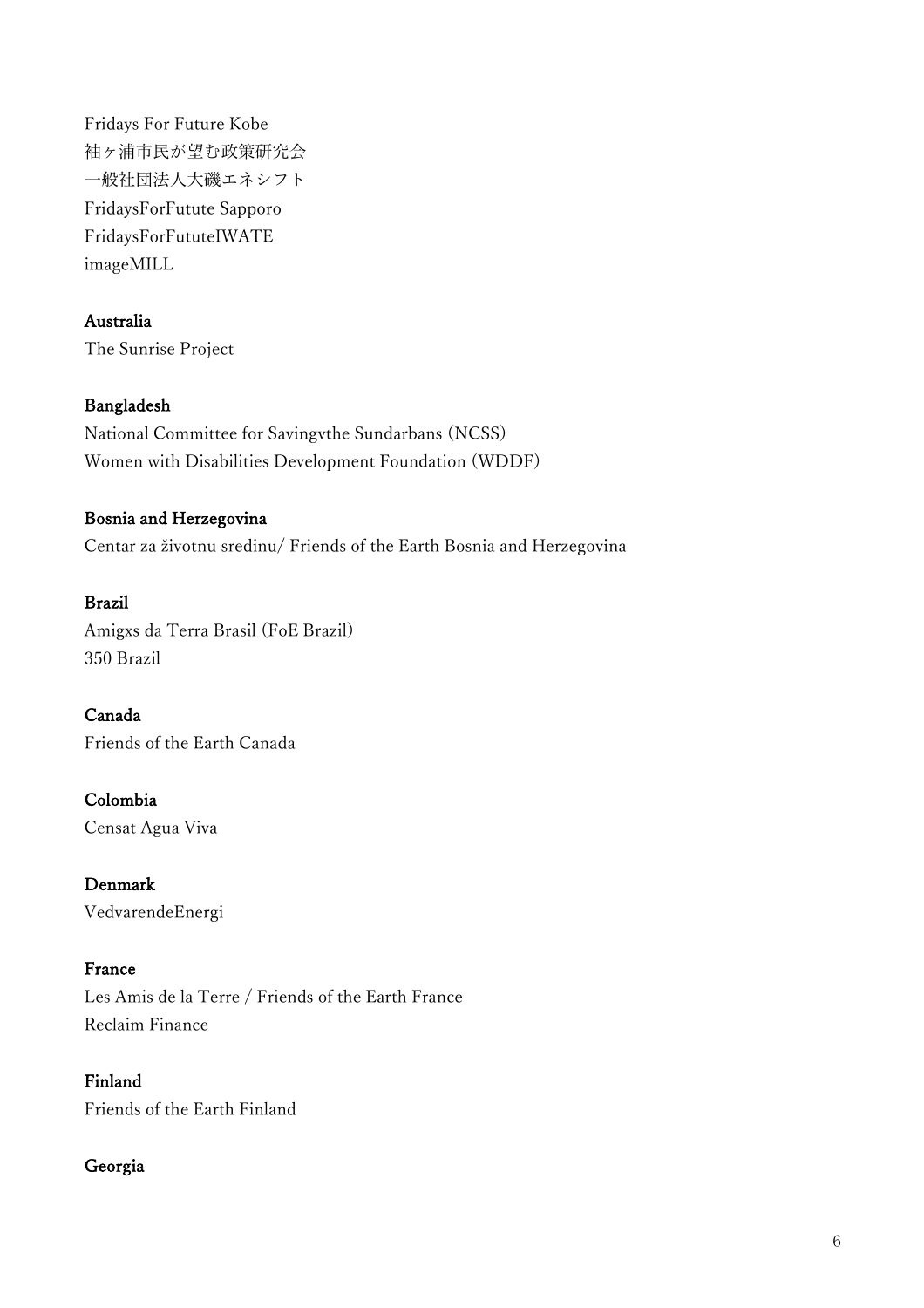Fridays For Future Kobe
袖ヶ浦市民が望む政策研究会
一般社団法人大磯エネシフト
FridaysForFutute Sapporo
FridaysForFututeIWATE
imageMILL

**Australia**

The Sunrise Project

**Bangladesh**

National Committee for Savingvthe Sundarbans (NCSS)
Women with Disabilities Development Foundation (WDDF)

**Bosnia and Herzegovina**

Centar za životnu sredinu/ Friends of the Earth Bosnia and Herzegovina

**Brazil**

Amigxs da Terra Brasil (FoE Brazil)
350 Brazil

**Canada**

Friends of the Earth Canada

**Colombia**

Censat Agua Viva

**Denmark**

VedvarendeEnergi

**France**

Les Amis de la Terre / Friends of the Earth France
Reclaim Finance

**Finland**

Friends of the Earth Finland

**Georgia**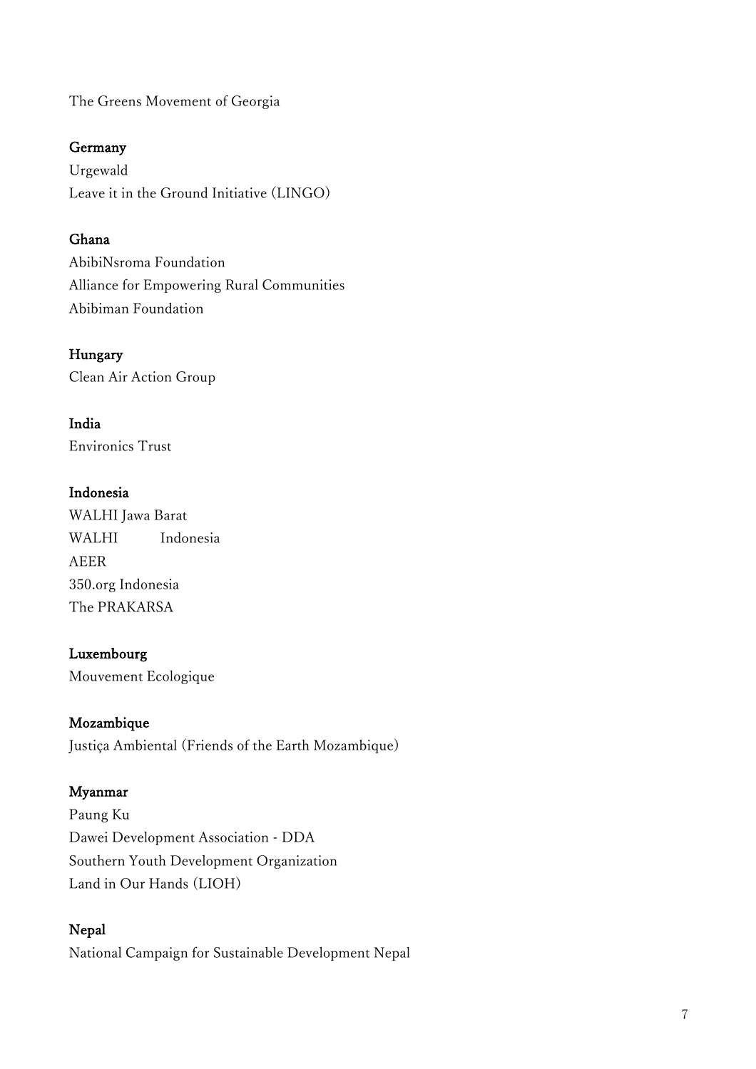The Greens Movement of Georgia

**Germany**
Urgewald
Leave it in the Ground Initiative (LINGO)

**Ghana**
AbibiNsroma Foundation
Alliance for Empowering Rural Communities
Abibiman Foundation

**Hungary**
Clean Air Action Group

**India**
Environics Trust

**Indonesia**
WALHI Jawa Barat
WALHI Indonesia
AEER
350.org Indonesia
The PRAKARSA

**Luxembourg**
Mouvement Ecologique

**Mozambique**
Justiça Ambiental (Friends of the Earth Mozambique)

**Myanmar**
Paung Ku
Dawei Development Association - DDA
Southern Youth Development Organization
Land in Our Hands (LIOH)

**Nepal**
National Campaign for Sustainable Development Nepal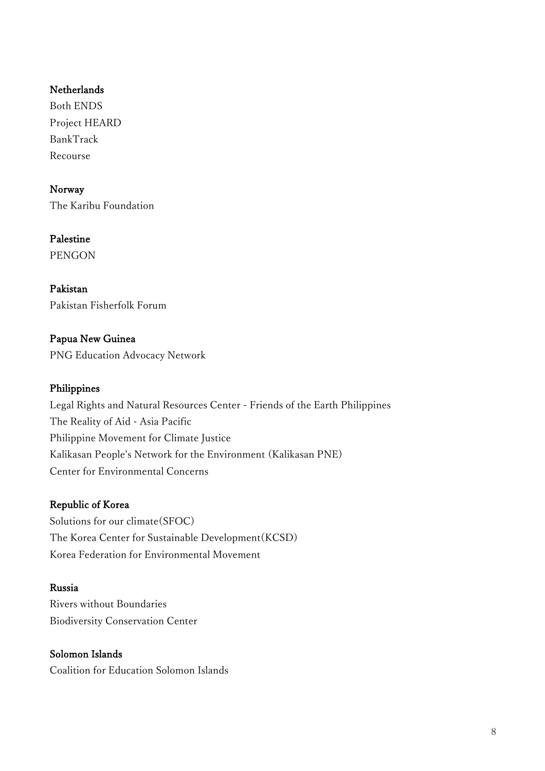**Netherlands**
Both ENDS
Project HEARD
BankTrack
Recourse

**Norway**
The Karibu Foundation

**Palestine**
PENGON

**Pakistan**
Pakistan Fisherfolk Forum

**Papua New Guinea**
PNG Education Advocacy Network

**Philippines**
Legal Rights and Natural Resources Center - Friends of the Earth Philippines
The Reality of Aid - Asia Pacific
Philippine Movement for Climate Justice
Kalikasan People's Network for the Environment (Kalikasan PNE)
Center for Environmental Concerns

**Republic of Korea**
Solutions for our climate(SFOC)
The Korea Center for Sustainable Development(KCSD)
Korea Federation for Environmental Movement

**Russia**
Rivers without Boundaries
Biodiversity Conservation Center

**Solomon Islands**
Coalition for Education Solomon Islands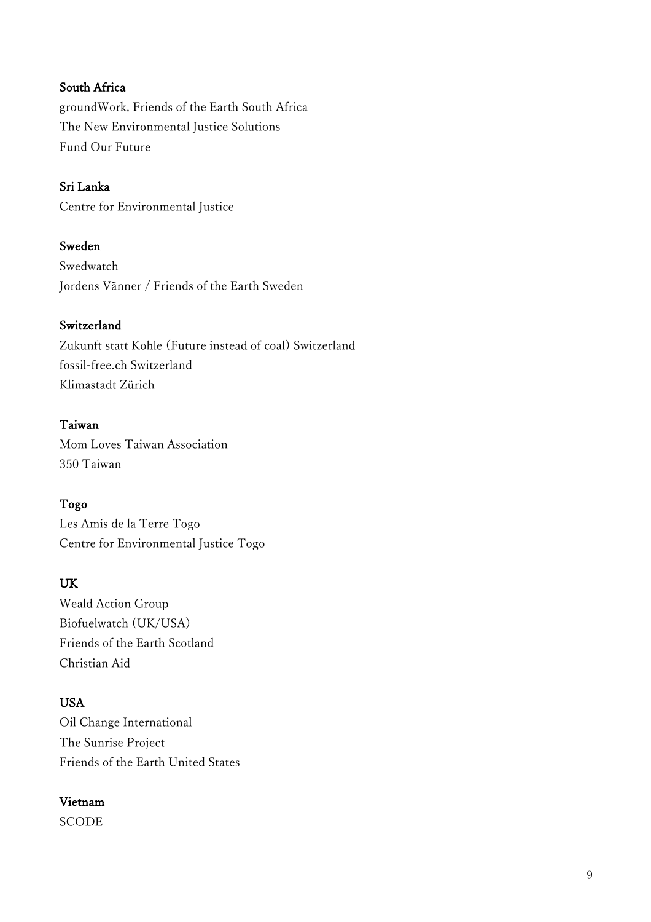**South Africa**

groundWork, Friends of the Earth South Africa
The New Environmental Justice Solutions
Fund Our Future

**Sri Lanka**

Centre for Environmental Justice

**Sweden**

Swedwatch
Jordens Vänner / Friends of the Earth Sweden

**Switzerland**

Zukunft statt Kohle (Future instead of coal) Switzerland
fossil-free.ch Switzerland
Klimastadt Zürich

**Taiwan**

Mom Loves Taiwan Association
350 Taiwan

**Togo**

Les Amis de la Terre Togo
Centre for Environmental Justice Togo

**UK**

Weald Action Group
Biofuelwatch (UK/USA)
Friends of the Earth Scotland
Christian Aid

**USA**

Oil Change International
The Sunrise Project
Friends of the Earth United States

**Vietnam**

SCODE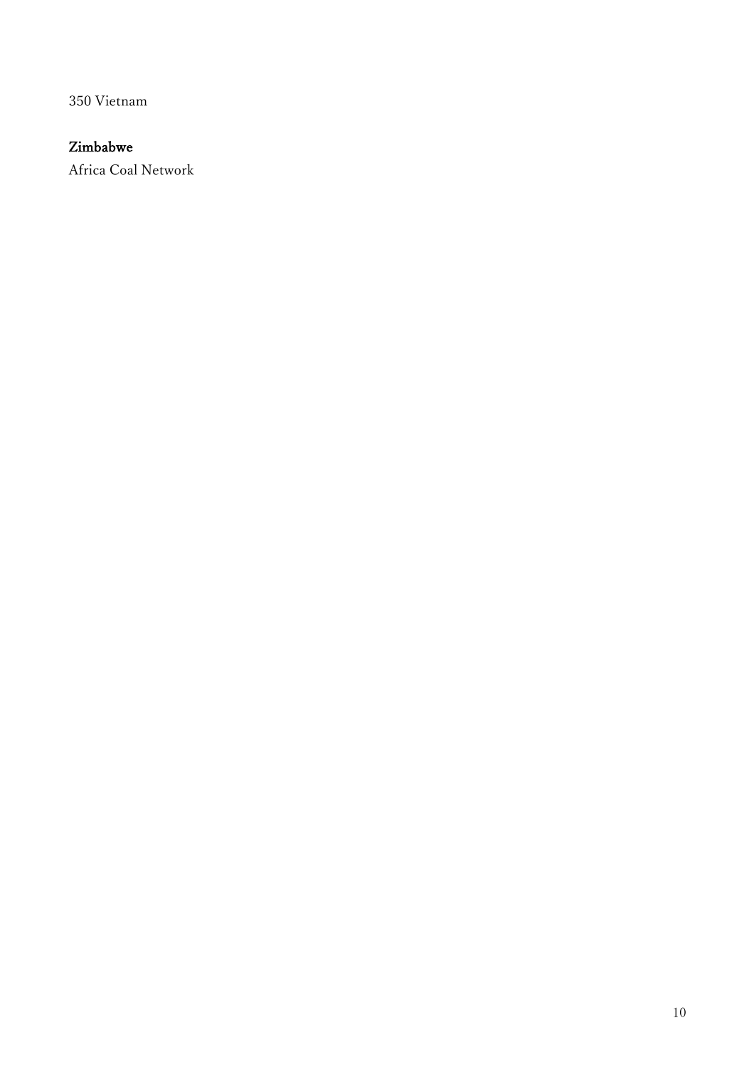350 Vietnam

**Zimbabwe**

Africa Coal Network